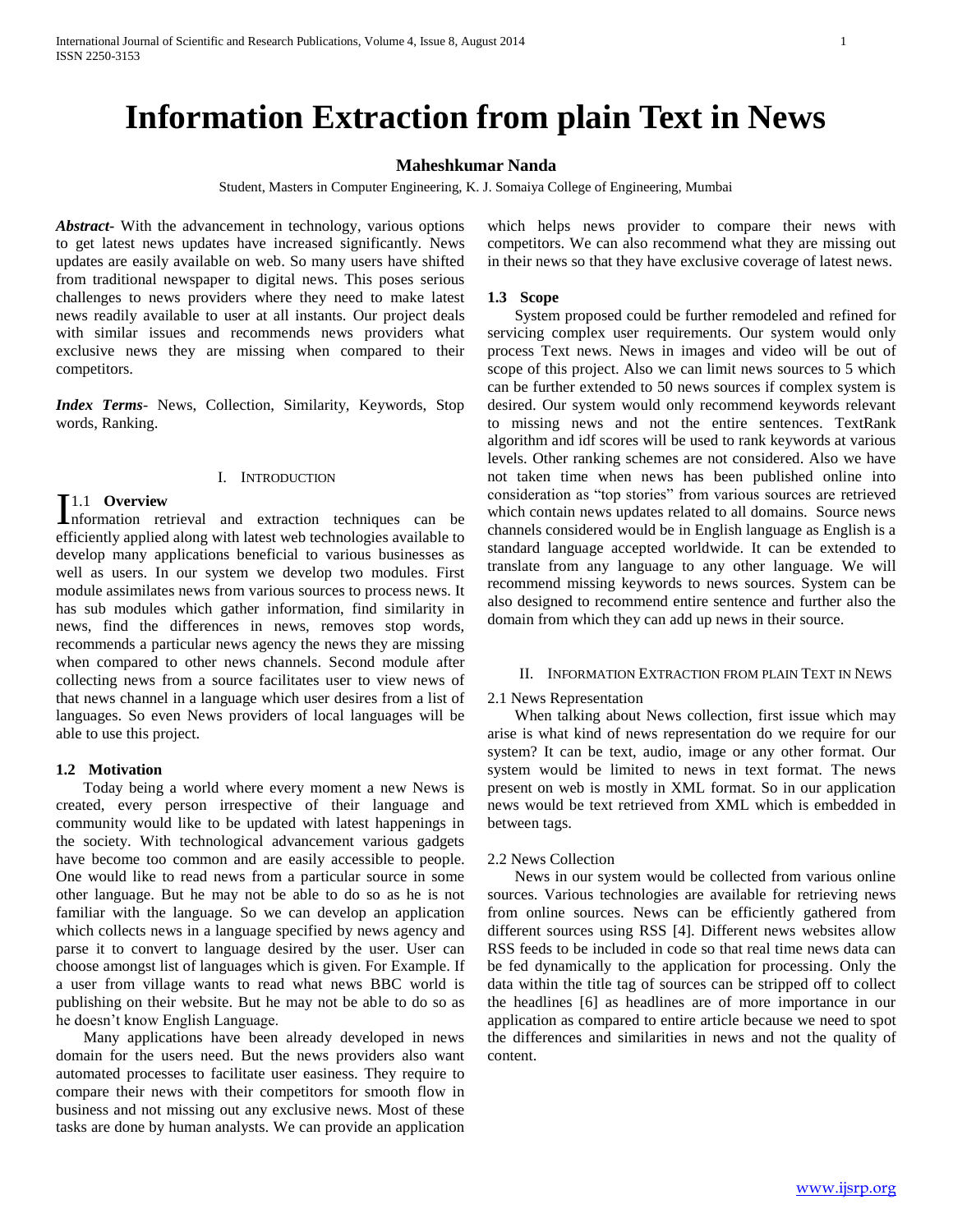# Information Extraction from plain Text in News

**Maheshkumar Nanda**

Student, Masters in Computer Engineering, K. J. Somaiya College of Engineering, Mumbai

***Abstract***- With the advancement in technology, various options to get latest news updates have increased significantly. News updates are easily available on web. So many users have shifted from traditional newspaper to digital news. This poses serious challenges to news providers where they need to make latest news readily available to user at all instants. Our project deals with similar issues and recommends news providers what exclusive news they are missing when compared to their competitors.

***Index Terms***- News, Collection, Similarity, Keywords, Stop words, Ranking.

## I. Introduction

### 1.1 Overview

Information retrieval and extraction techniques can be efficiently applied along with latest web technologies available to develop many applications beneficial to various businesses as well as users. In our system we develop two modules. First module assimilates news from various sources to process news. It has sub modules which gather information, find similarity in news, find the differences in news, removes stop words, recommends a particular news agency the news they are missing when compared to other news channels. Second module after collecting news from a source facilitates user to view news of that news channel in a language which user desires from a list of languages. So even News providers of local languages will be able to use this project.

### 1.2 Motivation

Today being a world where every moment a new News is created, every person irrespective of their language and community would like to be updated with latest happenings in the society. With technological advancement various gadgets have become too common and are easily accessible to people. One would like to read news from a particular source in some other language. But he may not be able to do so as he is not familiar with the language. So we can develop an application which collects news in a language specified by news agency and parse it to convert to language desired by the user. User can choose amongst list of languages which is given. For Example. If a user from village wants to read what news BBC world is publishing on their website. But he may not be able to do so as he doesn't know English Language.

Many applications have been already developed in news domain for the users need. But the news providers also want automated processes to facilitate user easiness. They require to compare their news with their competitors for smooth flow in business and not missing out any exclusive news. Most of these tasks are done by human analysts. We can provide an application which helps news provider to compare their news with competitors. We can also recommend what they are missing out in their news so that they have exclusive coverage of latest news.

### 1.3 Scope

System proposed could be further remodeled and refined for servicing complex user requirements. Our system would only process Text news. News in images and video will be out of scope of this project. Also we can limit news sources to 5 which can be further extended to 50 news sources if complex system is desired. Our system would only recommend keywords relevant to missing news and not the entire sentences. TextRank algorithm and idf scores will be used to rank keywords at various levels. Other ranking schemes are not considered. Also we have not taken time when news has been published online into consideration as "top stories" from various sources are retrieved which contain news updates related to all domains. Source news channels considered would be in English language as English is a standard language accepted worldwide. It can be extended to translate from any language to any other language. We will recommend missing keywords to news sources. System can be also designed to recommend entire sentence and further also the domain from which they can add up news in their source.

## II. Information Extraction from plain Text in News

### 2.1 News Representation

When talking about News collection, first issue which may arise is what kind of news representation do we require for our system? It can be text, audio, image or any other format. Our system would be limited to news in text format. The news present on web is mostly in XML format. So in our application news would be text retrieved from XML which is embedded in between tags.

### 2.2 News Collection

News in our system would be collected from various online sources. Various technologies are available for retrieving news from online sources. News can be efficiently gathered from different sources using RSS [4]. Different news websites allow RSS feeds to be included in code so that real time news data can be fed dynamically to the application for processing. Only the data within the title tag of sources can be stripped off to collect the headlines [6] as headlines are of more importance in our application as compared to entire article because we need to spot the differences and similarities in news and not the quality of content.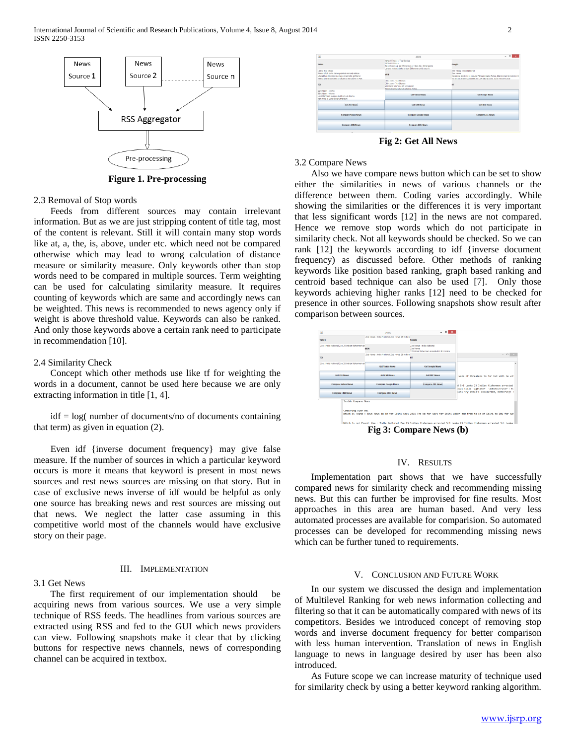Figure 1. Pre-processing

2.3 Removal of Stop words

Feeds from different sources may contain irrelevant information. But as we are just stripping content of title tag, most of the content is relevant. Still it will contain many stop words like at, a, the, is, above, under etc. which need not be compared otherwise which may lead to wrong calculation of distance measure or similarity measure. Only keywords other than stop words need to be compared in multiple sources. Term weighting can be used for calculating similarity measure. It requires counting of keywords which are same and accordingly news can be weighted. This news is recommended to news agency only if weight is above threshold value. Keywords can also be ranked. And only those keywords above a certain rank need to participate in recommendation [10].

2.4 Similarity Check

Concept which other methods use like tf for weighting the words in a document, cannot be used here because we are only extracting information in title [1, 4].

idf = log( number of documents/no of documents containing that term) as given in equation (2).

Even idf {inverse document frequency} may give false measure. If the number of sources in which a particular keyword occurs is more it means that keyword is present in most news sources and rest news sources are missing on that story. But in case of exclusive news inverse of idf would be helpful as only one source has breaking news and rest sources are missing out that news. We neglect the latter case assuming in this competitive world most of the channels would have exclusive story on their page.

## III. Implementation

3.1 Get News

The first requirement of our implementation should be acquiring news from various sources. We use a very simple technique of RSS feeds. The headlines from various sources are extracted using RSS and fed to the GUI which news providers can view. Following snapshots make it clear that by clicking buttons for respective news channels, news of corresponding channel can be acquired in textbox.

Fig 2: Get All News

3.2 Compare News

Also we have compare news button which can be set to show either the similarities in news of various channels or the difference between them. Coding varies accordingly. While showing the similarities or the differences it is very important that less significant words [12] in the news are not compared. Hence we remove stop words which do not participate in similarity check. Not all keywords should be checked. So we can rank [12] the keywords according to idf {inverse document frequency) as discussed before. Other methods of ranking keywords like position based ranking, graph based ranking and centroid based technique can also be used [7]. Only those keywords achieving higher ranks [12] need to be checked for presence in other sources. Following snapshots show result after comparison between sources.

Fig 3: Compare News (b)

## IV. Results

Implementation part shows that we have successfully compared news for similarity check and recommending missing news. But this can further be improvised for fine results. Most approaches in this area are human based. And very less automated processes are available for comparision. So automated processes can be developed for recommending missing news which can be further tuned to requirements.

## V. Conclusion and Future Work

In our system we discussed the design and implementation of Multilevel Ranking for web news information collecting and filtering so that it can be automatically compared with news of its competitors. Besides we introduced concept of removing stop words and inverse document frequency for better comparison with less human intervention. Translation of news in English language to news in language desired by user has been also introduced.

As Future scope we can increase maturity of technique used for similarity check by using a better keyword ranking algorithm.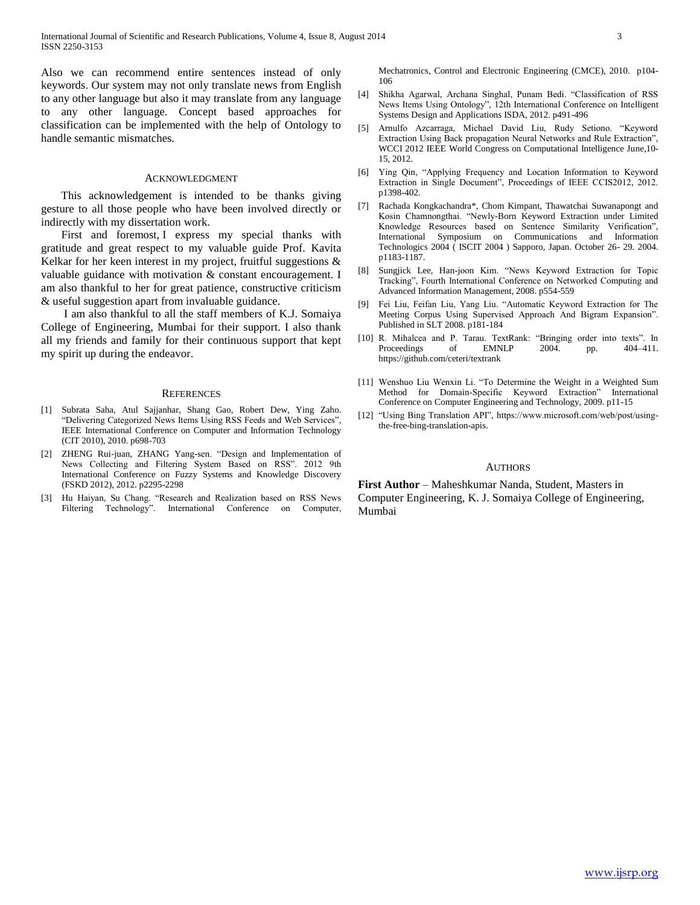Also we can recommend entire sentences instead of only keywords. Our system may not only translate news from English to any other language but also it may translate from any language to any other language. Concept based approaches for classification can be implemented with the help of Ontology to handle semantic mismatches.

## Acknowledgment

This acknowledgement is intended to be thanks giving gesture to all those people who have been involved directly or indirectly with my dissertation work.

First and foremost, I express my special thanks with gratitude and great respect to my valuable guide Prof. Kavita Kelkar for her keen interest in my project, fruitful suggestions & valuable guidance with motivation & constant encouragement. I am also thankful to her for great patience, constructive criticism & useful suggestion apart from invaluable guidance.

I am also thankful to all the staff members of K.J. Somaiya College of Engineering, Mumbai for their support. I also thank all my friends and family for their continuous support that kept my spirit up during the endeavor.

## References

[1] Subrata Saha, Atul Sajjanhar, Shang Gao, Robert Dew, Ying Zaho. "Delivering Categorized News Items Using RSS Feeds and Web Services", IEEE International Conference on Computer and Information Technology (CIT 2010), 2010. p698-703

[2] ZHENG Rui-juan, ZHANG Yang-sen. "Design and Implementation of News Collecting and Filtering System Based on RSS". 2012 9th International Conference on Fuzzy Systems and Knowledge Discovery (FSKD 2012), 2012. p2295-2298

[3] Hu Haiyan, Su Chang. "Research and Realization based on RSS News Filtering Technology". International Conference on Computer, Mechatronics, Control and Electronic Engineering (CMCE), 2010. p104-106

[4] Shikha Agarwal, Archana Singhal, Punam Bedi. "Classification of RSS News Items Using Ontology", 12th International Conference on Intelligent Systems Design and Applications ISDA, 2012. p491-496

[5] Arnulfo Azcarraga, Michael David Liu, Rudy Setiono. "Keyword Extraction Using Back propagation Neural Networks and Rule Extraction", WCCI 2012 IEEE World Congress on Computational Intelligence June,10-15, 2012.

[6] Ying Qin, "Applying Frequency and Location Information to Keyword Extraction in Single Document", Proceedings of IEEE CCIS2012, 2012. p1398-402.

[7] Rachada Kongkachandra*, Chom Kimpant, Thawatchai Suwanapongt and Kosin Chamnongthai. "Newly-Born Keyword Extraction under Limited Knowledge Resources based on Sentence Similarity Verification", International Symposium on Communications and Information Technologics 2004 ( ISCIT 2004 ) Sapporo, Japan. October 26- 29. 2004. p1183-1187.

[8] Sungjick Lee, Han-joon Kim. "News Keyword Extraction for Topic Tracking", Fourth International Conference on Networked Computing and Advanced Information Management, 2008. p554-559

[9] Fei Liu, Feifan Liu, Yang Liu. "Automatic Keyword Extraction for The Meeting Corpus Using Supervised Approach And Bigram Expansion". Published in SLT 2008. p181-184

[10] R. Mihalcea and P. Tarau. TextRank: "Bringing order into texts". In Proceedings of EMNLP 2004. pp. 404–411. https://github.com/ceteri/textrank

[11] Wenshuo Liu Wenxin Li. "To Determine the Weight in a Weighted Sum Method for Domain-Specific Keyword Extraction" International Conference on Computer Engineering and Technology, 2009. p11-15

[12] "Using Bing Translation API", https://www.microsoft.com/web/post/using-the-free-bing-translation-apis.

## Authors

**First Author** – Maheshkumar Nanda, Student, Masters in Computer Engineering, K. J. Somaiya College of Engineering, Mumbai